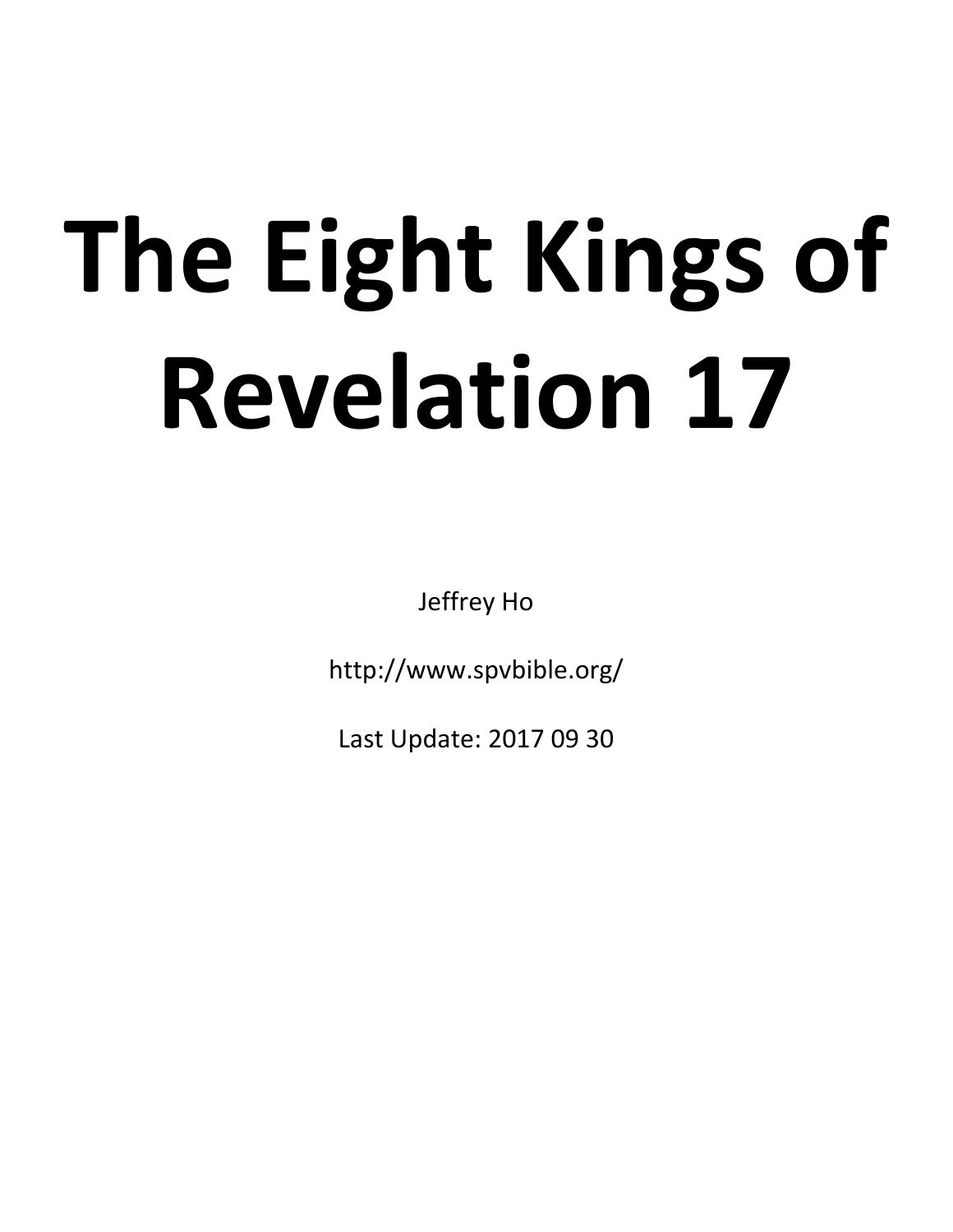# The Eight Kings of Revelation 17

Jeffrey Ho

http://www.spvbible.org/

Last Update: 2017 09 30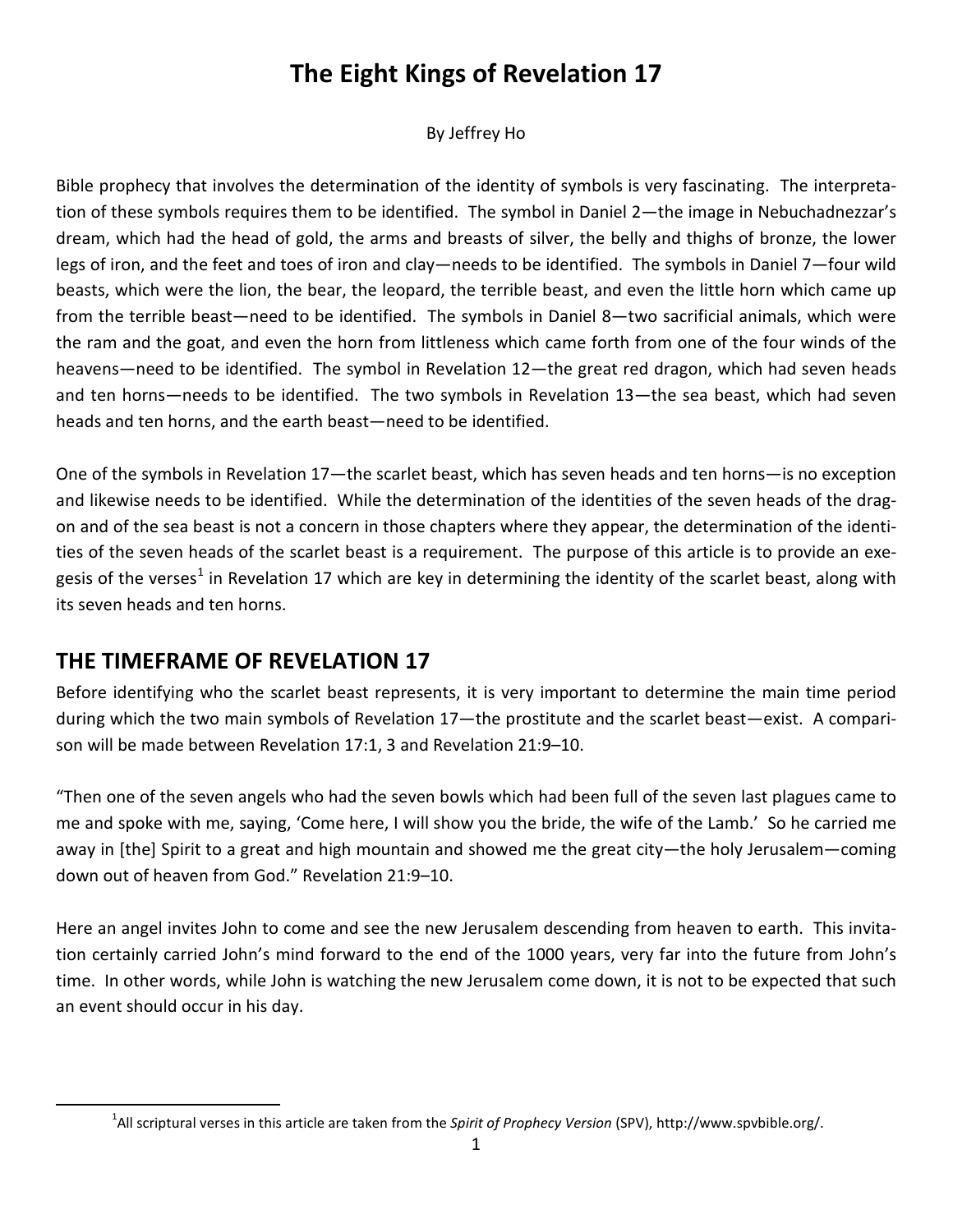# The Eight Kings of Revelation 17

By Jeffrey Ho

Bible prophecy that involves the determination of the identity of symbols is very fascinating. The interpretation of these symbols requires them to be identified. The symbol in Daniel 2—the image in Nebuchadnezzar's dream, which had the head of gold, the arms and breasts of silver, the belly and thighs of bronze, the lower legs of iron, and the feet and toes of iron and clay—needs to be identified. The symbols in Daniel 7—four wild beasts, which were the lion, the bear, the leopard, the terrible beast, and even the little horn which came up from the terrible beast—need to be identified. The symbols in Daniel 8—two sacrificial animals, which were the ram and the goat, and even the horn from littleness which came forth from one of the four winds of the heavens—need to be identified. The symbol in Revelation 12—the great red dragon, which had seven heads and ten horns—needs to be identified. The two symbols in Revelation 13—the sea beast, which had seven heads and ten horns, and the earth beast—need to be identified.

One of the symbols in Revelation 17—the scarlet beast, which has seven heads and ten horns—is no exception and likewise needs to be identified. While the determination of the identities of the seven heads of the dragon and of the sea beast is not a concern in those chapters where they appear, the determination of the identities of the seven heads of the scarlet beast is a requirement. The purpose of this article is to provide an exegesis of the verses[1] in Revelation 17 which are key in determining the identity of the scarlet beast, along with its seven heads and ten horns.

## THE TIMEFRAME OF REVELATION 17

Before identifying who the scarlet beast represents, it is very important to determine the main time period during which the two main symbols of Revelation 17—the prostitute and the scarlet beast—exist. A comparison will be made between Revelation 17:1, 3 and Revelation 21:9–10.

"Then one of the seven angels who had the seven bowls which had been full of the seven last plagues came to me and spoke with me, saying, 'Come here, I will show you the bride, the wife of the Lamb.' So he carried me away in [the] Spirit to a great and high mountain and showed me the great city—the holy Jerusalem—coming down out of heaven from God." Revelation 21:9–10.

Here an angel invites John to come and see the new Jerusalem descending from heaven to earth. This invitation certainly carried John's mind forward to the end of the 1000 years, very far into the future from John's time. In other words, while John is watching the new Jerusalem come down, it is not to be expected that such an event should occur in his day.

[1] All scriptural verses in this article are taken from the *Spirit of Prophecy Version* (SPV), http://www.spvbible.org/.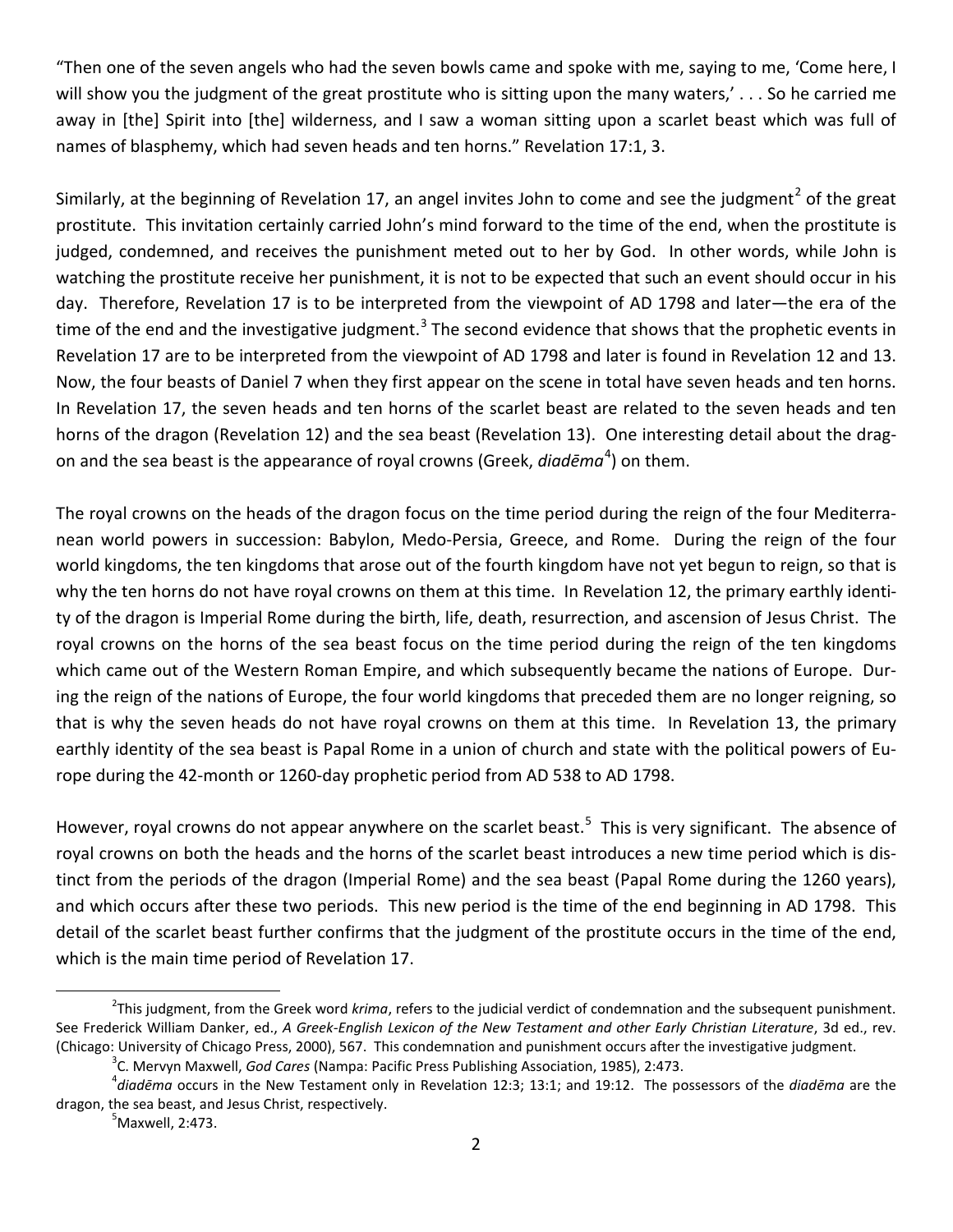"Then one of the seven angels who had the seven bowls came and spoke with me, saying to me, 'Come here, I will show you the judgment of the great prostitute who is sitting upon the many waters,' . . . So he carried me away in [the] Spirit into [the] wilderness, and I saw a woman sitting upon a scarlet beast which was full of names of blasphemy, which had seven heads and ten horns." Revelation 17:1, 3.

Similarly, at the beginning of Revelation 17, an angel invites John to come and see the judgment[2] of the great prostitute. This invitation certainly carried John's mind forward to the time of the end, when the prostitute is judged, condemned, and receives the punishment meted out to her by God. In other words, while John is watching the prostitute receive her punishment, it is not to be expected that such an event should occur in his day. Therefore, Revelation 17 is to be interpreted from the viewpoint of AD 1798 and later—the era of the time of the end and the investigative judgment.[3] The second evidence that shows that the prophetic events in Revelation 17 are to be interpreted from the viewpoint of AD 1798 and later is found in Revelation 12 and 13. Now, the four beasts of Daniel 7 when they first appear on the scene in total have seven heads and ten horns. In Revelation 17, the seven heads and ten horns of the scarlet beast are related to the seven heads and ten horns of the dragon (Revelation 12) and the sea beast (Revelation 13). One interesting detail about the dragon and the sea beast is the appearance of royal crowns (Greek, *diadēma*[4]) on them.

The royal crowns on the heads of the dragon focus on the time period during the reign of the four Mediterranean world powers in succession: Babylon, Medo-Persia, Greece, and Rome. During the reign of the four world kingdoms, the ten kingdoms that arose out of the fourth kingdom have not yet begun to reign, so that is why the ten horns do not have royal crowns on them at this time. In Revelation 12, the primary earthly identity of the dragon is Imperial Rome during the birth, life, death, resurrection, and ascension of Jesus Christ. The royal crowns on the horns of the sea beast focus on the time period during the reign of the ten kingdoms which came out of the Western Roman Empire, and which subsequently became the nations of Europe. During the reign of the nations of Europe, the four world kingdoms that preceded them are no longer reigning, so that is why the seven heads do not have royal crowns on them at this time. In Revelation 13, the primary earthly identity of the sea beast is Papal Rome in a union of church and state with the political powers of Europe during the 42-month or 1260-day prophetic period from AD 538 to AD 1798.

However, royal crowns do not appear anywhere on the scarlet beast.[5] This is very significant. The absence of royal crowns on both the heads and the horns of the scarlet beast introduces a new time period which is distinct from the periods of the dragon (Imperial Rome) and the sea beast (Papal Rome during the 1260 years), and which occurs after these two periods. This new period is the time of the end beginning in AD 1798. This detail of the scarlet beast further confirms that the judgment of the prostitute occurs in the time of the end, which is the main time period of Revelation 17.

---

[2]This judgment, from the Greek word *krima*, refers to the judicial verdict of condemnation and the subsequent punishment. See Frederick William Danker, ed., *A Greek-English Lexicon of the New Testament and other Early Christian Literature*, 3d ed., rev. (Chicago: University of Chicago Press, 2000), 567. This condemnation and punishment occurs after the investigative judgment.

[3]C. Mervyn Maxwell, *God Cares* (Nampa: Pacific Press Publishing Association, 1985), 2:473.

[4]*diadēma* occurs in the New Testament only in Revelation 12:3; 13:1; and 19:12. The possessors of the *diadēma* are the dragon, the sea beast, and Jesus Christ, respectively.

[5]Maxwell, 2:473.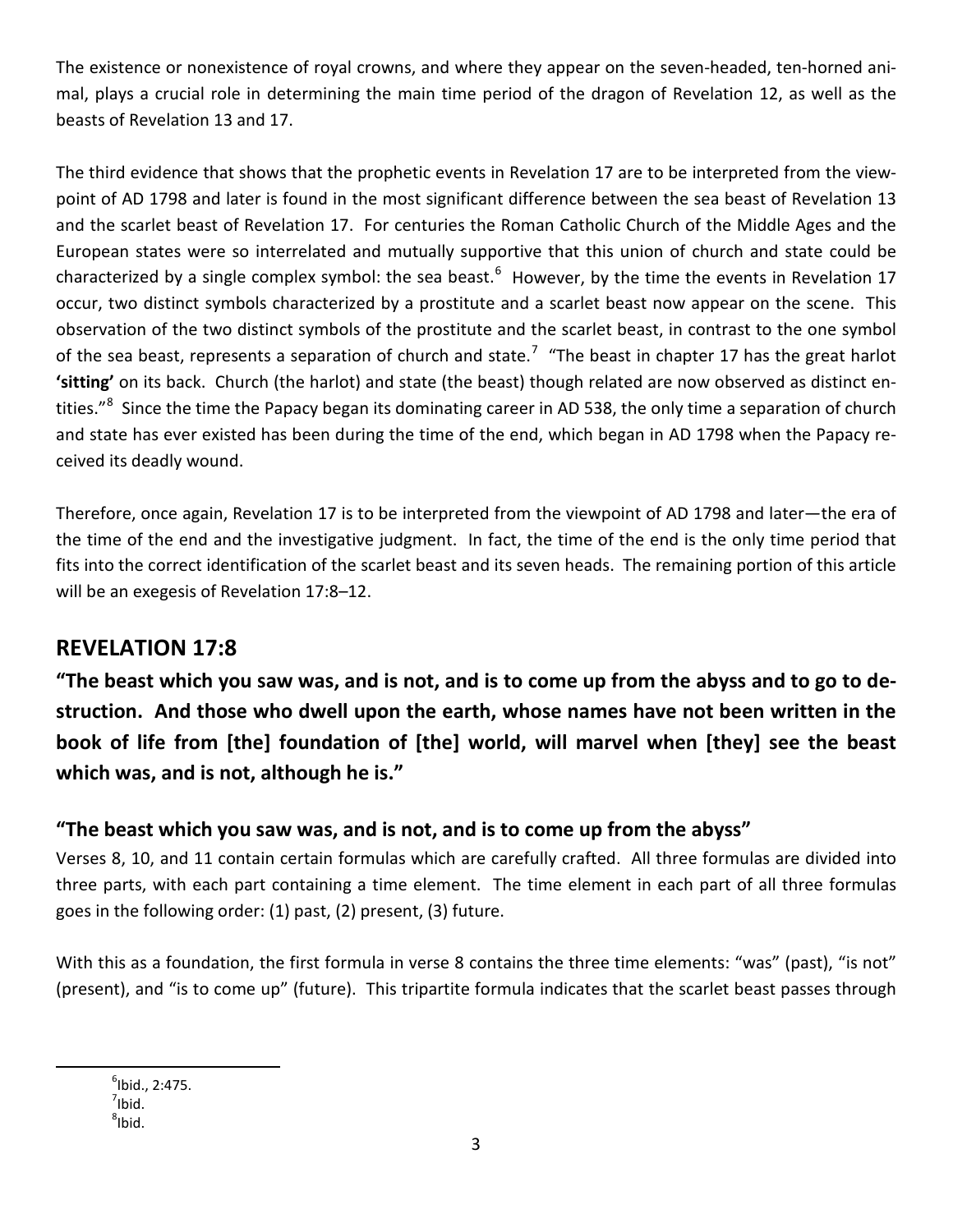The existence or nonexistence of royal crowns, and where they appear on the seven-headed, ten-horned animal, plays a crucial role in determining the main time period of the dragon of Revelation 12, as well as the beasts of Revelation 13 and 17.

The third evidence that shows that the prophetic events in Revelation 17 are to be interpreted from the viewpoint of AD 1798 and later is found in the most significant difference between the sea beast of Revelation 13 and the scarlet beast of Revelation 17. For centuries the Roman Catholic Church of the Middle Ages and the European states were so interrelated and mutually supportive that this union of church and state could be characterized by a single complex symbol: the sea beast.[6] However, by the time the events in Revelation 17 occur, two distinct symbols characterized by a prostitute and a scarlet beast now appear on the scene. This observation of the two distinct symbols of the prostitute and the scarlet beast, in contrast to the one symbol of the sea beast, represents a separation of church and state.[7] "The beast in chapter 17 has the great harlot **'sitting'** on its back. Church (the harlot) and state (the beast) though related are now observed as distinct entities."[8] Since the time the Papacy began its dominating career in AD 538, the only time a separation of church and state has ever existed has been during the time of the end, which began in AD 1798 when the Papacy received its deadly wound.

Therefore, once again, Revelation 17 is to be interpreted from the viewpoint of AD 1798 and later—the era of the time of the end and the investigative judgment. In fact, the time of the end is the only time period that fits into the correct identification of the scarlet beast and its seven heads. The remaining portion of this article will be an exegesis of Revelation 17:8–12.

## REVELATION 17:8

### "The beast which you saw was, and is not, and is to come up from the abyss and to go to destruction. And those who dwell upon the earth, whose names have not been written in the book of life from [the] foundation of [the] world, will marvel when [they] see the beast which was, and is not, although he is."

### "The beast which you saw was, and is not, and is to come up from the abyss"

Verses 8, 10, and 11 contain certain formulas which are carefully crafted. All three formulas are divided into three parts, with each part containing a time element. The time element in each part of all three formulas goes in the following order: (1) past, (2) present, (3) future.

With this as a foundation, the first formula in verse 8 contains the three time elements: "was" (past), "is not" (present), and "is to come up" (future). This tripartite formula indicates that the scarlet beast passes through

---

[6] Ibid., 2:475.

[7] Ibid.

[8] Ibid.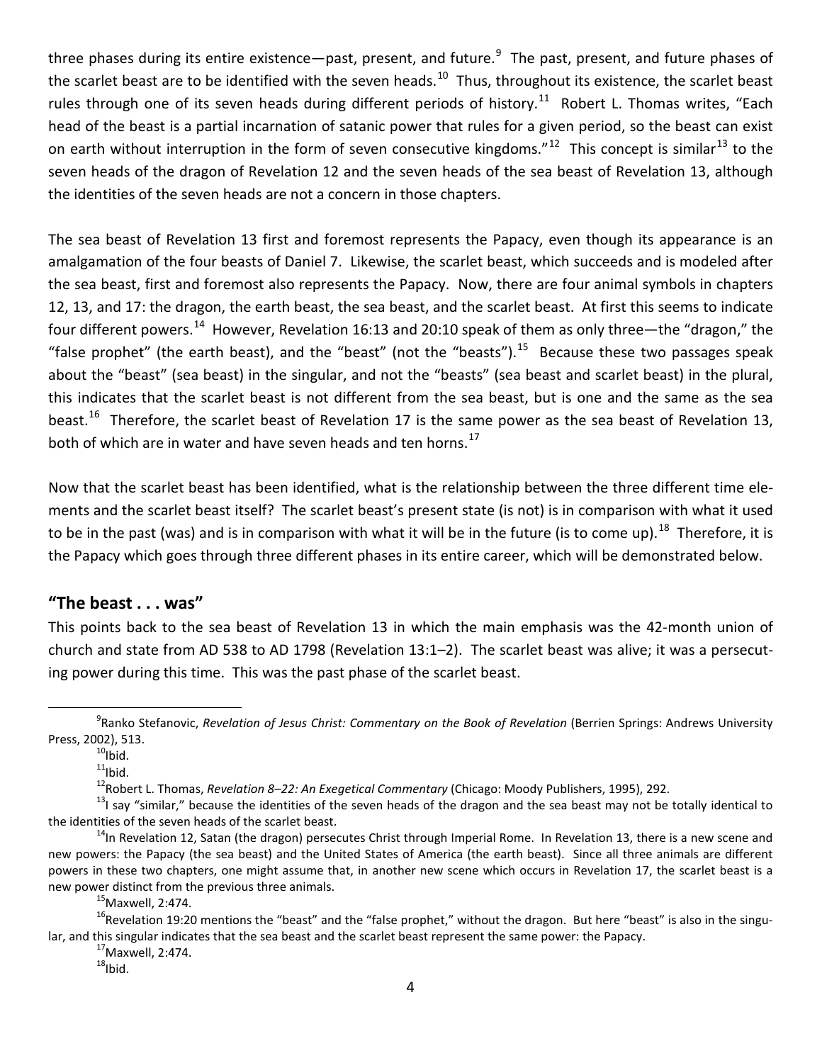three phases during its entire existence—past, present, and future.[9] The past, present, and future phases of the scarlet beast are to be identified with the seven heads.[10] Thus, throughout its existence, the scarlet beast rules through one of its seven heads during different periods of history.[11] Robert L. Thomas writes, "Each head of the beast is a partial incarnation of satanic power that rules for a given period, so the beast can exist on earth without interruption in the form of seven consecutive kingdoms."[12] This concept is similar[13] to the seven heads of the dragon of Revelation 12 and the seven heads of the sea beast of Revelation 13, although the identities of the seven heads are not a concern in those chapters.

The sea beast of Revelation 13 first and foremost represents the Papacy, even though its appearance is an amalgamation of the four beasts of Daniel 7. Likewise, the scarlet beast, which succeeds and is modeled after the sea beast, first and foremost also represents the Papacy. Now, there are four animal symbols in chapters 12, 13, and 17: the dragon, the earth beast, the sea beast, and the scarlet beast. At first this seems to indicate four different powers.[14] However, Revelation 16:13 and 20:10 speak of them as only three—the "dragon," the "false prophet" (the earth beast), and the "beast" (not the "beasts").[15] Because these two passages speak about the "beast" (sea beast) in the singular, and not the "beasts" (sea beast and scarlet beast) in the plural, this indicates that the scarlet beast is not different from the sea beast, but is one and the same as the sea beast.[16] Therefore, the scarlet beast of Revelation 17 is the same power as the sea beast of Revelation 13, both of which are in water and have seven heads and ten horns.[17]

Now that the scarlet beast has been identified, what is the relationship between the three different time elements and the scarlet beast itself? The scarlet beast's present state (is not) is in comparison with what it used to be in the past (was) and is in comparison with what it will be in the future (is to come up).[18] Therefore, it is the Papacy which goes through three different phases in its entire career, which will be demonstrated below.

## "The beast . . . was"

This points back to the sea beast of Revelation 13 in which the main emphasis was the 42-month union of church and state from AD 538 to AD 1798 (Revelation 13:1–2). The scarlet beast was alive; it was a persecuting power during this time. This was the past phase of the scarlet beast.

---

[9] Ranko Stefanovic, *Revelation of Jesus Christ: Commentary on the Book of Revelation* (Berrien Springs: Andrews University Press, 2002), 513.

[10] Ibid.

[11] Ibid.

[12] Robert L. Thomas, *Revelation 8–22: An Exegetical Commentary* (Chicago: Moody Publishers, 1995), 292.

[13] I say "similar," because the identities of the seven heads of the dragon and the sea beast may not be totally identical to the identities of the seven heads of the scarlet beast.

[14] In Revelation 12, Satan (the dragon) persecutes Christ through Imperial Rome. In Revelation 13, there is a new scene and new powers: the Papacy (the sea beast) and the United States of America (the earth beast). Since all three animals are different powers in these two chapters, one might assume that, in another new scene which occurs in Revelation 17, the scarlet beast is a new power distinct from the previous three animals.

[15] Maxwell, 2:474.

[16] Revelation 19:20 mentions the "beast" and the "false prophet," without the dragon. But here "beast" is also in the singular, and this singular indicates that the sea beast and the scarlet beast represent the same power: the Papacy.

[17] Maxwell, 2:474.

[18] Ibid.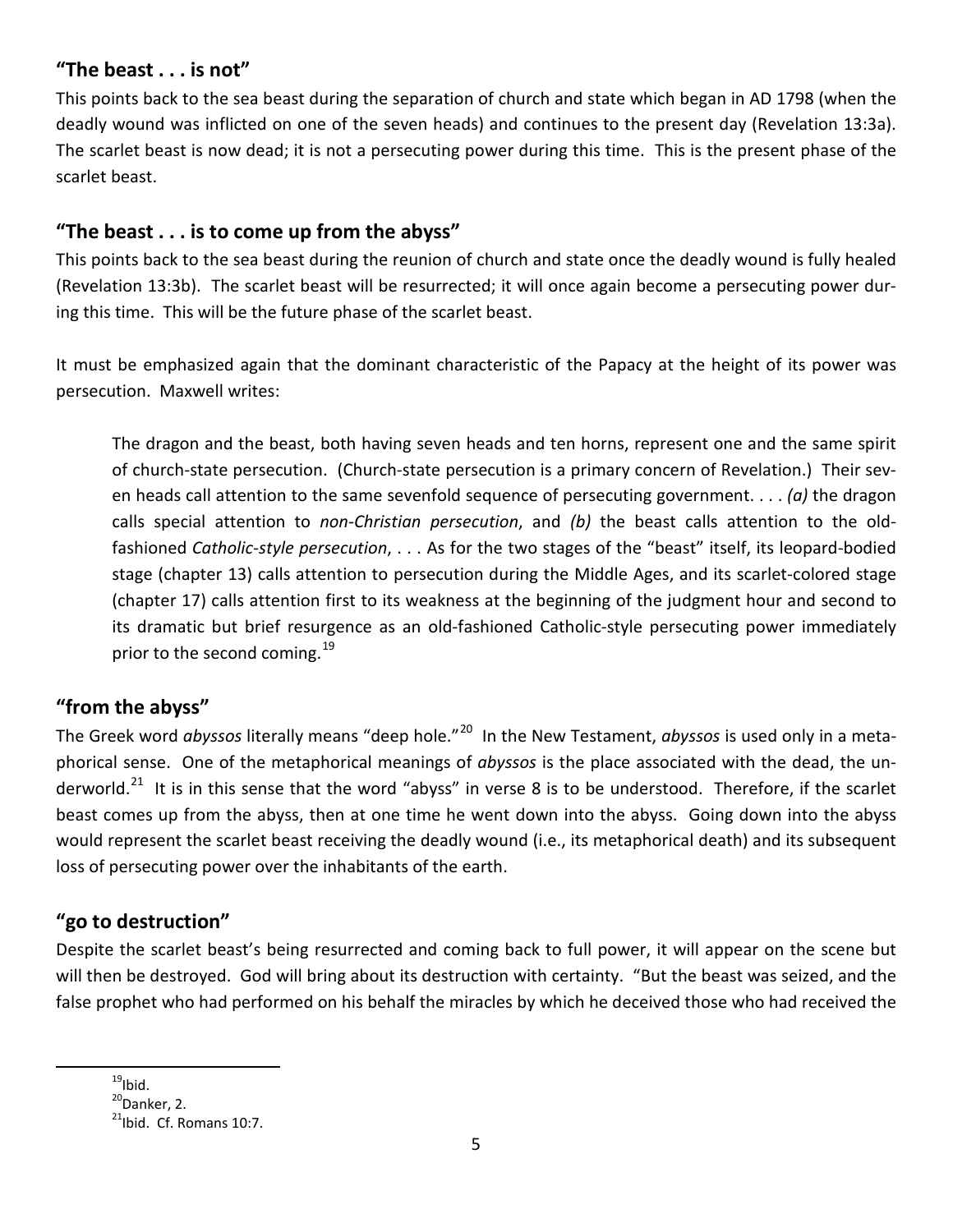## "The beast . . . is not"

This points back to the sea beast during the separation of church and state which began in AD 1798 (when the deadly wound was inflicted on one of the seven heads) and continues to the present day (Revelation 13:3a). The scarlet beast is now dead; it is not a persecuting power during this time. This is the present phase of the scarlet beast.

## "The beast . . . is to come up from the abyss"

This points back to the sea beast during the reunion of church and state once the deadly wound is fully healed (Revelation 13:3b). The scarlet beast will be resurrected; it will once again become a persecuting power during this time. This will be the future phase of the scarlet beast.

It must be emphasized again that the dominant characteristic of the Papacy at the height of its power was persecution. Maxwell writes:

> The dragon and the beast, both having seven heads and ten horns, represent one and the same spirit of church-state persecution. (Church-state persecution is a primary concern of Revelation.) Their seven heads call attention to the same sevenfold sequence of persecuting government. . . . *(a)* the dragon calls special attention to *non-Christian persecution*, and *(b)* the beast calls attention to the old-fashioned *Catholic-style persecution*, . . . As for the two stages of the "beast" itself, its leopard-bodied stage (chapter 13) calls attention to persecution during the Middle Ages, and its scarlet-colored stage (chapter 17) calls attention first to its weakness at the beginning of the judgment hour and second to its dramatic but brief resurgence as an old-fashioned Catholic-style persecuting power immediately prior to the second coming.[19]

## "from the abyss"

The Greek word *abyssos* literally means "deep hole."[20] In the New Testament, *abyssos* is used only in a metaphorical sense. One of the metaphorical meanings of *abyssos* is the place associated with the dead, the underworld.[21] It is in this sense that the word "abyss" in verse 8 is to be understood. Therefore, if the scarlet beast comes up from the abyss, then at one time he went down into the abyss. Going down into the abyss would represent the scarlet beast receiving the deadly wound (i.e., its metaphorical death) and its subsequent loss of persecuting power over the inhabitants of the earth.

## "go to destruction"

Despite the scarlet beast's being resurrected and coming back to full power, it will appear on the scene but will then be destroyed. God will bring about its destruction with certainty. "But the beast was seized, and the false prophet who had performed on his behalf the miracles by which he deceived those who had received the

---

[19] Ibid.

[20] Danker, 2.

[21] Ibid. Cf. Romans 10:7.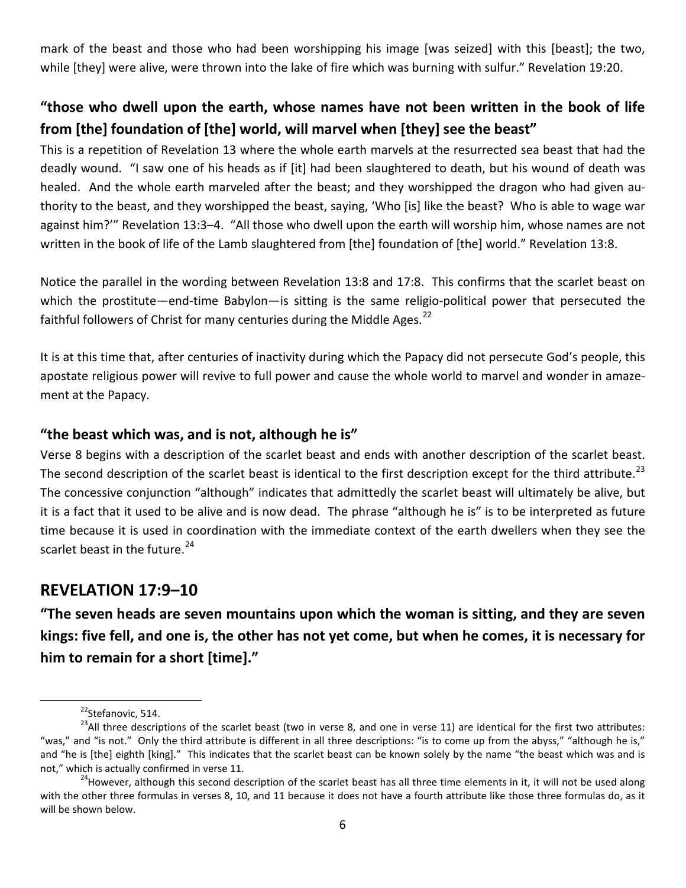mark of the beast and those who had been worshipping his image [was seized] with this [beast]; the two, while [they] were alive, were thrown into the lake of fire which was burning with sulfur." Revelation 19:20.

### "those who dwell upon the earth, whose names have not been written in the book of life from [the] foundation of [the] world, will marvel when [they] see the beast"

This is a repetition of Revelation 13 where the whole earth marvels at the resurrected sea beast that had the deadly wound. "I saw one of his heads as if [it] had been slaughtered to death, but his wound of death was healed. And the whole earth marveled after the beast; and they worshipped the dragon who had given authority to the beast, and they worshipped the beast, saying, 'Who [is] like the beast? Who is able to wage war against him?'" Revelation 13:3–4. "All those who dwell upon the earth will worship him, whose names are not written in the book of life of the Lamb slaughtered from [the] foundation of [the] world." Revelation 13:8.

Notice the parallel in the wording between Revelation 13:8 and 17:8. This confirms that the scarlet beast on which the prostitute—end-time Babylon—is sitting is the same religio-political power that persecuted the faithful followers of Christ for many centuries during the Middle Ages.[22]

It is at this time that, after centuries of inactivity during which the Papacy did not persecute God's people, this apostate religious power will revive to full power and cause the whole world to marvel and wonder in amazement at the Papacy.

### "the beast which was, and is not, although he is"

Verse 8 begins with a description of the scarlet beast and ends with another description of the scarlet beast. The second description of the scarlet beast is identical to the first description except for the third attribute.[23] The concessive conjunction "although" indicates that admittedly the scarlet beast will ultimately be alive, but it is a fact that it used to be alive and is now dead. The phrase "although he is" is to be interpreted as future time because it is used in coordination with the immediate context of the earth dwellers when they see the scarlet beast in the future.[24]

## REVELATION 17:9–10

### "The seven heads are seven mountains upon which the woman is sitting, and they are seven kings: five fell, and one is, the other has not yet come, but when he comes, it is necessary for him to remain for a short [time]."

---

[22]Stefanovic, 514.

[23]All three descriptions of the scarlet beast (two in verse 8, and one in verse 11) are identical for the first two attributes: "was," and "is not." Only the third attribute is different in all three descriptions: "is to come up from the abyss," "although he is," and "he is [the] eighth [king]." This indicates that the scarlet beast can be known solely by the name "the beast which was and is not," which is actually confirmed in verse 11.

[24]However, although this second description of the scarlet beast has all three time elements in it, it will not be used along with the other three formulas in verses 8, 10, and 11 because it does not have a fourth attribute like those three formulas do, as it will be shown below.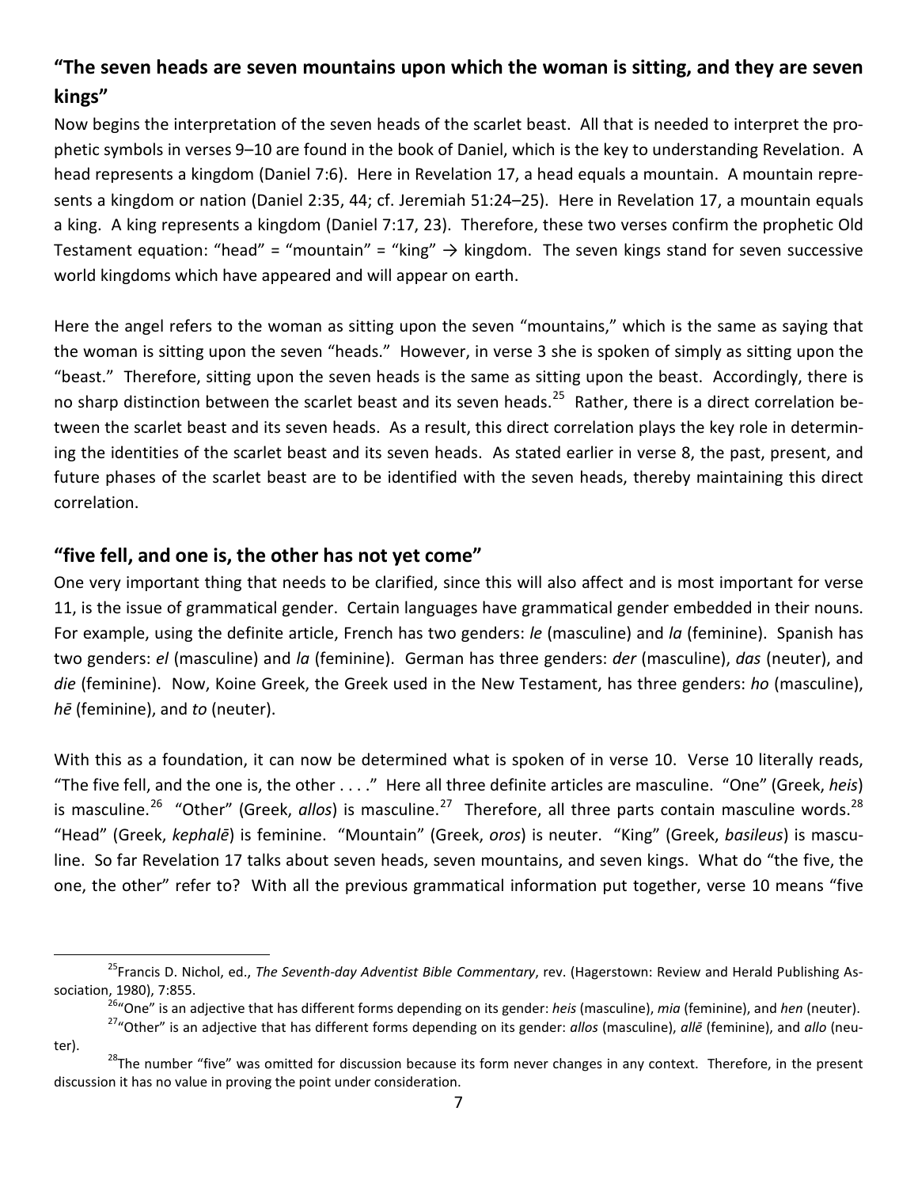## "The seven heads are seven mountains upon which the woman is sitting, and they are seven kings"

Now begins the interpretation of the seven heads of the scarlet beast. All that is needed to interpret the prophetic symbols in verses 9–10 are found in the book of Daniel, which is the key to understanding Revelation. A head represents a kingdom (Daniel 7:6). Here in Revelation 17, a head equals a mountain. A mountain represents a kingdom or nation (Daniel 2:35, 44; cf. Jeremiah 51:24–25). Here in Revelation 17, a mountain equals a king. A king represents a kingdom (Daniel 7:17, 23). Therefore, these two verses confirm the prophetic Old Testament equation: "head" = "mountain" = "king" → kingdom. The seven kings stand for seven successive world kingdoms which have appeared and will appear on earth.

Here the angel refers to the woman as sitting upon the seven "mountains," which is the same as saying that the woman is sitting upon the seven "heads." However, in verse 3 she is spoken of simply as sitting upon the "beast." Therefore, sitting upon the seven heads is the same as sitting upon the beast. Accordingly, there is no sharp distinction between the scarlet beast and its seven heads.[25] Rather, there is a direct correlation between the scarlet beast and its seven heads. As a result, this direct correlation plays the key role in determining the identities of the scarlet beast and its seven heads. As stated earlier in verse 8, the past, present, and future phases of the scarlet beast are to be identified with the seven heads, thereby maintaining this direct correlation.

## "five fell, and one is, the other has not yet come"

One very important thing that needs to be clarified, since this will also affect and is most important for verse 11, is the issue of grammatical gender. Certain languages have grammatical gender embedded in their nouns. For example, using the definite article, French has two genders: *le* (masculine) and *la* (feminine). Spanish has two genders: *el* (masculine) and *la* (feminine). German has three genders: *der* (masculine), *das* (neuter), and *die* (feminine). Now, Koine Greek, the Greek used in the New Testament, has three genders: *ho* (masculine), *hē* (feminine), and *to* (neuter).

With this as a foundation, it can now be determined what is spoken of in verse 10. Verse 10 literally reads, "The five fell, and the one is, the other . . . ." Here all three definite articles are masculine. "One" (Greek, *heis*) is masculine.[26] "Other" (Greek, *allos*) is masculine.[27] Therefore, all three parts contain masculine words.[28] "Head" (Greek, *kephalē*) is feminine. "Mountain" (Greek, *oros*) is neuter. "King" (Greek, *basileus*) is masculine. So far Revelation 17 talks about seven heads, seven mountains, and seven kings. What do "the five, the one, the other" refer to? With all the previous grammatical information put together, verse 10 means "five

---

[25] Francis D. Nichol, ed., *The Seventh-day Adventist Bible Commentary*, rev. (Hagerstown: Review and Herald Publishing Association, 1980), 7:855.

[26] "One" is an adjective that has different forms depending on its gender: *heis* (masculine), *mia* (feminine), and *hen* (neuter).

[27] "Other" is an adjective that has different forms depending on its gender: *allos* (masculine), *allē* (feminine), and *allo* (neuter).

[28] The number "five" was omitted for discussion because its form never changes in any context. Therefore, in the present discussion it has no value in proving the point under consideration.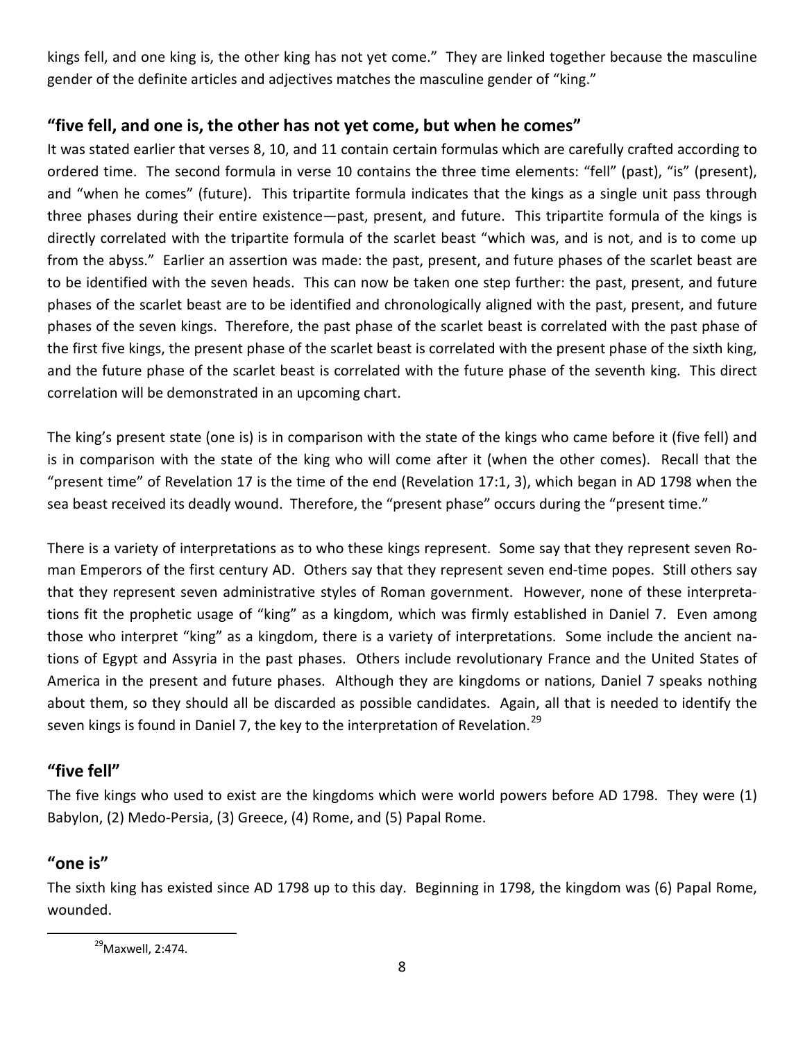kings fell, and one king is, the other king has not yet come." They are linked together because the masculine gender of the definite articles and adjectives matches the masculine gender of "king."

### "five fell, and one is, the other has not yet come, but when he comes"

It was stated earlier that verses 8, 10, and 11 contain certain formulas which are carefully crafted according to ordered time. The second formula in verse 10 contains the three time elements: "fell" (past), "is" (present), and "when he comes" (future). This tripartite formula indicates that the kings as a single unit pass through three phases during their entire existence—past, present, and future. This tripartite formula of the kings is directly correlated with the tripartite formula of the scarlet beast "which was, and is not, and is to come up from the abyss." Earlier an assertion was made: the past, present, and future phases of the scarlet beast are to be identified with the seven heads. This can now be taken one step further: the past, present, and future phases of the scarlet beast are to be identified and chronologically aligned with the past, present, and future phases of the seven kings. Therefore, the past phase of the scarlet beast is correlated with the past phase of the first five kings, the present phase of the scarlet beast is correlated with the present phase of the sixth king, and the future phase of the scarlet beast is correlated with the future phase of the seventh king. This direct correlation will be demonstrated in an upcoming chart.

The king's present state (one is) is in comparison with the state of the kings who came before it (five fell) and is in comparison with the state of the king who will come after it (when the other comes). Recall that the "present time" of Revelation 17 is the time of the end (Revelation 17:1, 3), which began in AD 1798 when the sea beast received its deadly wound. Therefore, the "present phase" occurs during the "present time."

There is a variety of interpretations as to who these kings represent. Some say that they represent seven Roman Emperors of the first century AD. Others say that they represent seven end-time popes. Still others say that they represent seven administrative styles of Roman government. However, none of these interpretations fit the prophetic usage of "king" as a kingdom, which was firmly established in Daniel 7. Even among those who interpret "king" as a kingdom, there is a variety of interpretations. Some include the ancient nations of Egypt and Assyria in the past phases. Others include revolutionary France and the United States of America in the present and future phases. Although they are kingdoms or nations, Daniel 7 speaks nothing about them, so they should all be discarded as possible candidates. Again, all that is needed to identify the seven kings is found in Daniel 7, the key to the interpretation of Revelation.[29]

### "five fell"

The five kings who used to exist are the kingdoms which were world powers before AD 1798. They were (1) Babylon, (2) Medo-Persia, (3) Greece, (4) Rome, and (5) Papal Rome.

### "one is"

The sixth king has existed since AD 1798 up to this day. Beginning in 1798, the kingdom was (6) Papal Rome, wounded.

---

[29] Maxwell, 2:474.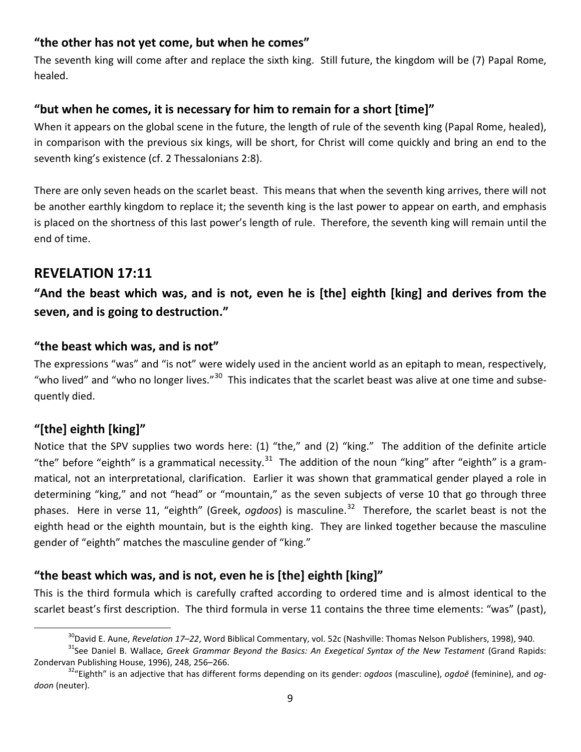### “the other has not yet come, but when he comes”

The seventh king will come after and replace the sixth king. Still future, the kingdom will be (7) Papal Rome, healed.

### “but when he comes, it is necessary for him to remain for a short [time]”

When it appears on the global scene in the future, the length of rule of the seventh king (Papal Rome, healed), in comparison with the previous six kings, will be short, for Christ will come quickly and bring an end to the seventh king’s existence (cf. 2 Thessalonians 2:8).

There are only seven heads on the scarlet beast. This means that when the seventh king arrives, there will not be another earthly kingdom to replace it; the seventh king is the last power to appear on earth, and emphasis is placed on the shortness of this last power’s length of rule. Therefore, the seventh king will remain until the end of time.

## REVELATION 17:11

### “And the beast which was, and is not, even he is [the] eighth [king] and derives from the seven, and is going to destruction.”

### “the beast which was, and is not”

The expressions “was” and “is not” were widely used in the ancient world as an epitaph to mean, respectively, “who lived” and “who no longer lives.”[30] This indicates that the scarlet beast was alive at one time and subsequently died.

### “[the] eighth [king]”

Notice that the SPV supplies two words here: (1) “the,” and (2) “king.” The addition of the definite article “the” before “eighth” is a grammatical necessity.[31] The addition of the noun “king” after “eighth” is a grammatical, not an interpretational, clarification. Earlier it was shown that grammatical gender played a role in determining “king,” and not “head” or “mountain,” as the seven subjects of verse 10 that go through three phases. Here in verse 11, “eighth” (Greek, *ogdoos*) is masculine.[32] Therefore, the scarlet beast is not the eighth head or the eighth mountain, but is the eighth king. They are linked together because the masculine gender of “eighth” matches the masculine gender of “king.”

### “the beast which was, and is not, even he is [the] eighth [king]”

This is the third formula which is carefully crafted according to ordered time and is almost identical to the scarlet beast’s first description. The third formula in verse 11 contains the three time elements: “was” (past),

---

[30] David E. Aune, *Revelation 17–22*, Word Biblical Commentary, vol. 52c (Nashville: Thomas Nelson Publishers, 1998), 940.

[31] See Daniel B. Wallace, *Greek Grammar Beyond the Basics: An Exegetical Syntax of the New Testament* (Grand Rapids: Zondervan Publishing House, 1996), 248, 256–266.

[32] “Eighth” is an adjective that has different forms depending on its gender: *ogdoos* (masculine), *ogdoē* (feminine), and *ogdoon* (neuter).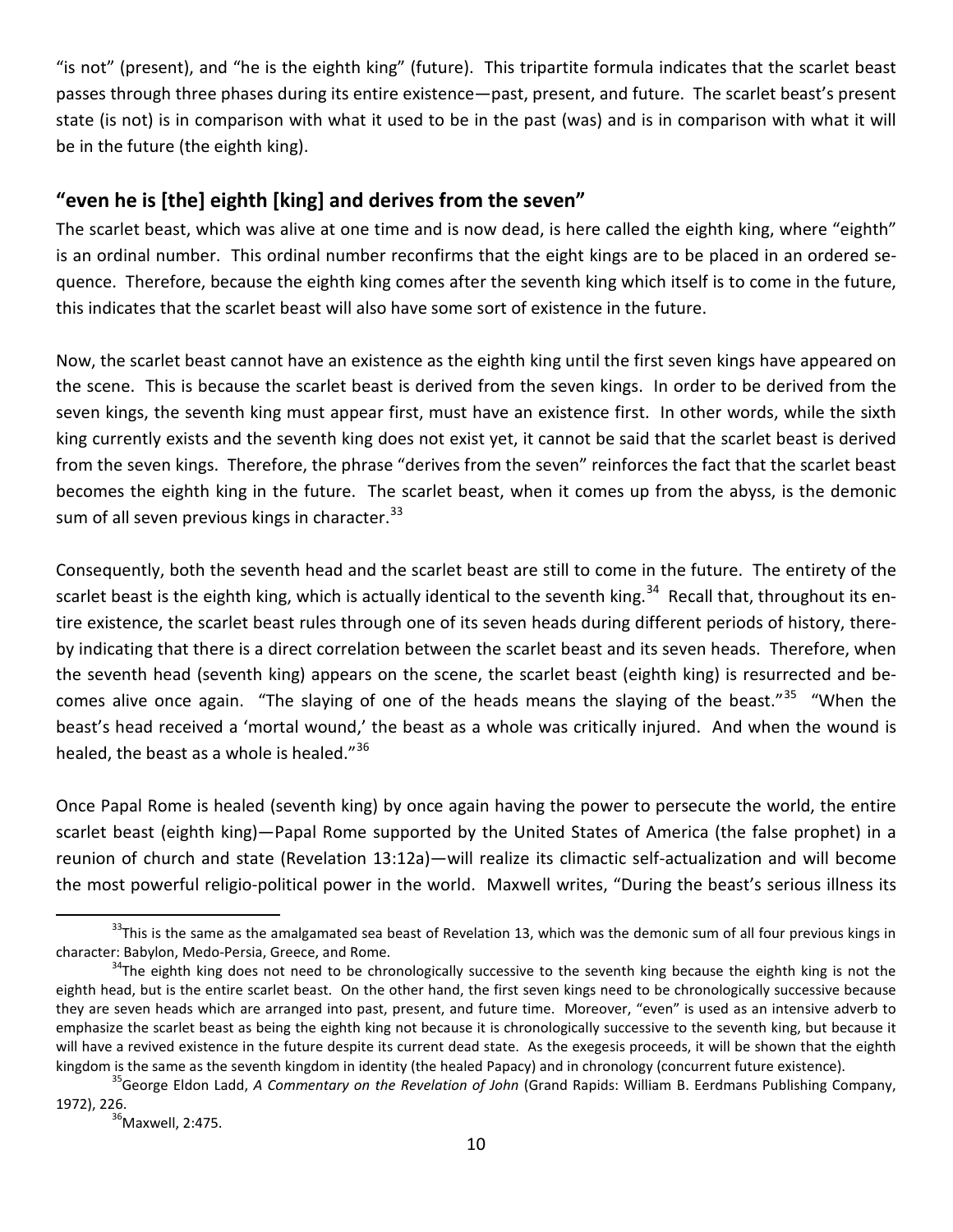"is not" (present), and "he is the eighth king" (future). This tripartite formula indicates that the scarlet beast passes through three phases during its entire existence—past, present, and future. The scarlet beast's present state (is not) is in comparison with what it used to be in the past (was) and is in comparison with what it will be in the future (the eighth king).

## "even he is [the] eighth [king] and derives from the seven"

The scarlet beast, which was alive at one time and is now dead, is here called the eighth king, where "eighth" is an ordinal number. This ordinal number reconfirms that the eight kings are to be placed in an ordered sequence. Therefore, because the eighth king comes after the seventh king which itself is to come in the future, this indicates that the scarlet beast will also have some sort of existence in the future.

Now, the scarlet beast cannot have an existence as the eighth king until the first seven kings have appeared on the scene. This is because the scarlet beast is derived from the seven kings. In order to be derived from the seven kings, the seventh king must appear first, must have an existence first. In other words, while the sixth king currently exists and the seventh king does not exist yet, it cannot be said that the scarlet beast is derived from the seven kings. Therefore, the phrase "derives from the seven" reinforces the fact that the scarlet beast becomes the eighth king in the future. The scarlet beast, when it comes up from the abyss, is the demonic sum of all seven previous kings in character.[33]

Consequently, both the seventh head and the scarlet beast are still to come in the future. The entirety of the scarlet beast is the eighth king, which is actually identical to the seventh king.[34] Recall that, throughout its entire existence, the scarlet beast rules through one of its seven heads during different periods of history, thereby indicating that there is a direct correlation between the scarlet beast and its seven heads. Therefore, when the seventh head (seventh king) appears on the scene, the scarlet beast (eighth king) is resurrected and becomes alive once again. "The slaying of one of the heads means the slaying of the beast."[35] "When the beast's head received a 'mortal wound,' the beast as a whole was critically injured. And when the wound is healed, the beast as a whole is healed."[36]

Once Papal Rome is healed (seventh king) by once again having the power to persecute the world, the entire scarlet beast (eighth king)—Papal Rome supported by the United States of America (the false prophet) in a reunion of church and state (Revelation 13:12a)—will realize its climactic self-actualization and will become the most powerful religio-political power in the world. Maxwell writes, "During the beast's serious illness its

---

[33] This is the same as the amalgamated sea beast of Revelation 13, which was the demonic sum of all four previous kings in character: Babylon, Medo-Persia, Greece, and Rome.

[34] The eighth king does not need to be chronologically successive to the seventh king because the eighth king is not the eighth head, but is the entire scarlet beast. On the other hand, the first seven kings need to be chronologically successive because they are seven heads which are arranged into past, present, and future time. Moreover, "even" is used as an intensive adverb to emphasize the scarlet beast as being the eighth king not because it is chronologically successive to the seventh king, but because it will have a revived existence in the future despite its current dead state. As the exegesis proceeds, it will be shown that the eighth kingdom is the same as the seventh kingdom in identity (the healed Papacy) and in chronology (concurrent future existence).

[35] George Eldon Ladd, *A Commentary on the Revelation of John* (Grand Rapids: William B. Eerdmans Publishing Company, 1972), 226.

[36] Maxwell, 2:475.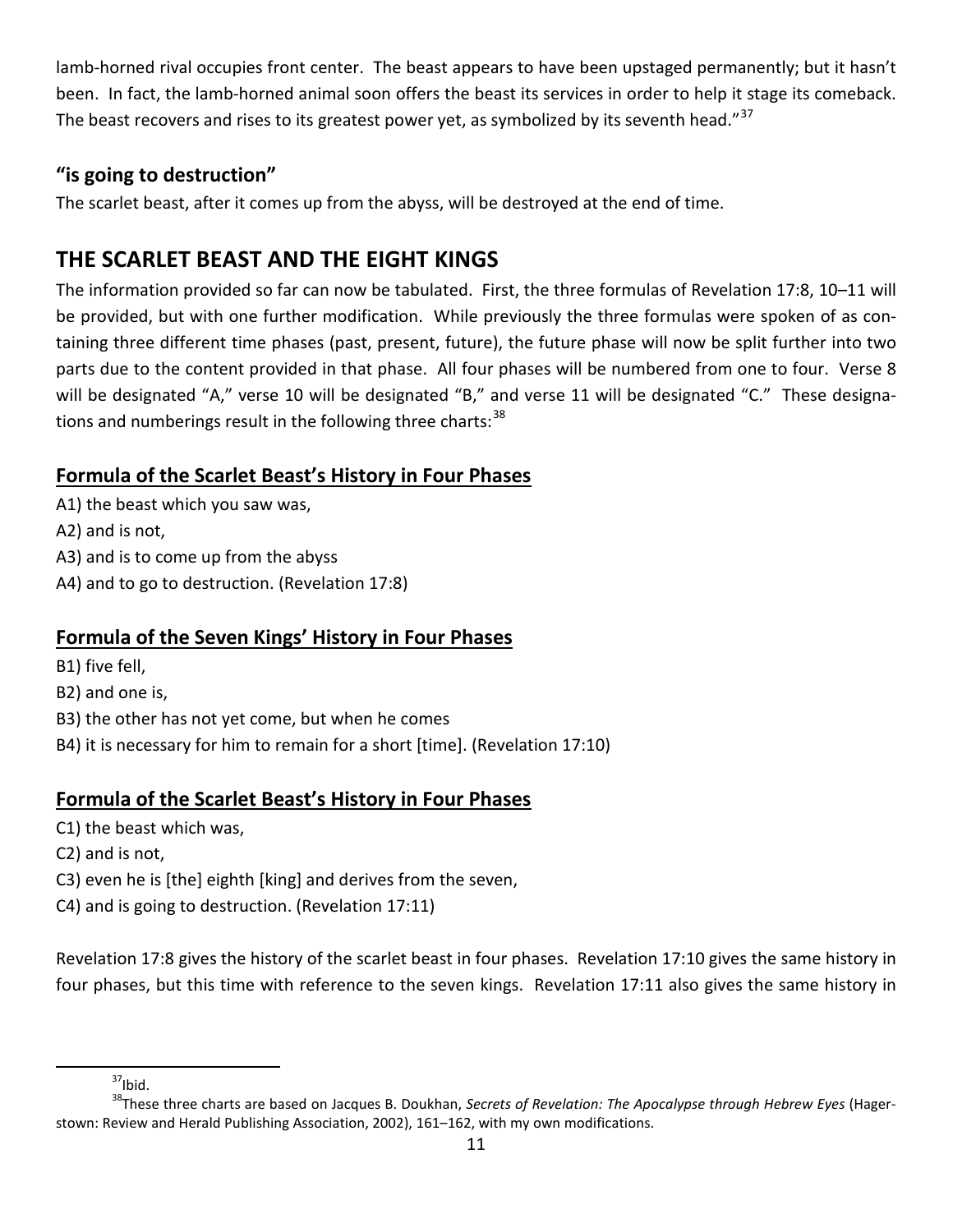lamb-horned rival occupies front center. The beast appears to have been upstaged permanently; but it hasn't been. In fact, the lamb-horned animal soon offers the beast its services in order to help it stage its comeback. The beast recovers and rises to its greatest power yet, as symbolized by its seventh head."[37]

### "is going to destruction"

The scarlet beast, after it comes up from the abyss, will be destroyed at the end of time.

## THE SCARLET BEAST AND THE EIGHT KINGS

The information provided so far can now be tabulated. First, the three formulas of Revelation 17:8, 10–11 will be provided, but with one further modification. While previously the three formulas were spoken of as containing three different time phases (past, present, future), the future phase will now be split further into two parts due to the content provided in that phase. All four phases will be numbered from one to four. Verse 8 will be designated "A," verse 10 will be designated "B," and verse 11 will be designated "C." These designations and numberings result in the following three charts:[38]

### <u>Formula of the Scarlet Beast's History in Four Phases</u>

A1) the beast which you saw was,
A2) and is not,
A3) and is to come up from the abyss
A4) and to go to destruction. (Revelation 17:8)

### <u>Formula of the Seven Kings' History in Four Phases</u>

B1) five fell,
B2) and one is,
B3) the other has not yet come, but when he comes
B4) it is necessary for him to remain for a short [time]. (Revelation 17:10)

### <u>Formula of the Scarlet Beast's History in Four Phases</u>

C1) the beast which was,
C2) and is not,
C3) even he is [the] eighth [king] and derives from the seven,
C4) and is going to destruction. (Revelation 17:11)

Revelation 17:8 gives the history of the scarlet beast in four phases. Revelation 17:10 gives the same history in four phases, but this time with reference to the seven kings. Revelation 17:11 also gives the same history in

---

[37] Ibid.

[38] These three charts are based on Jacques B. Doukhan, *Secrets of Revelation: The Apocalypse through Hebrew Eyes* (Hagerstown: Review and Herald Publishing Association, 2002), 161–162, with my own modifications.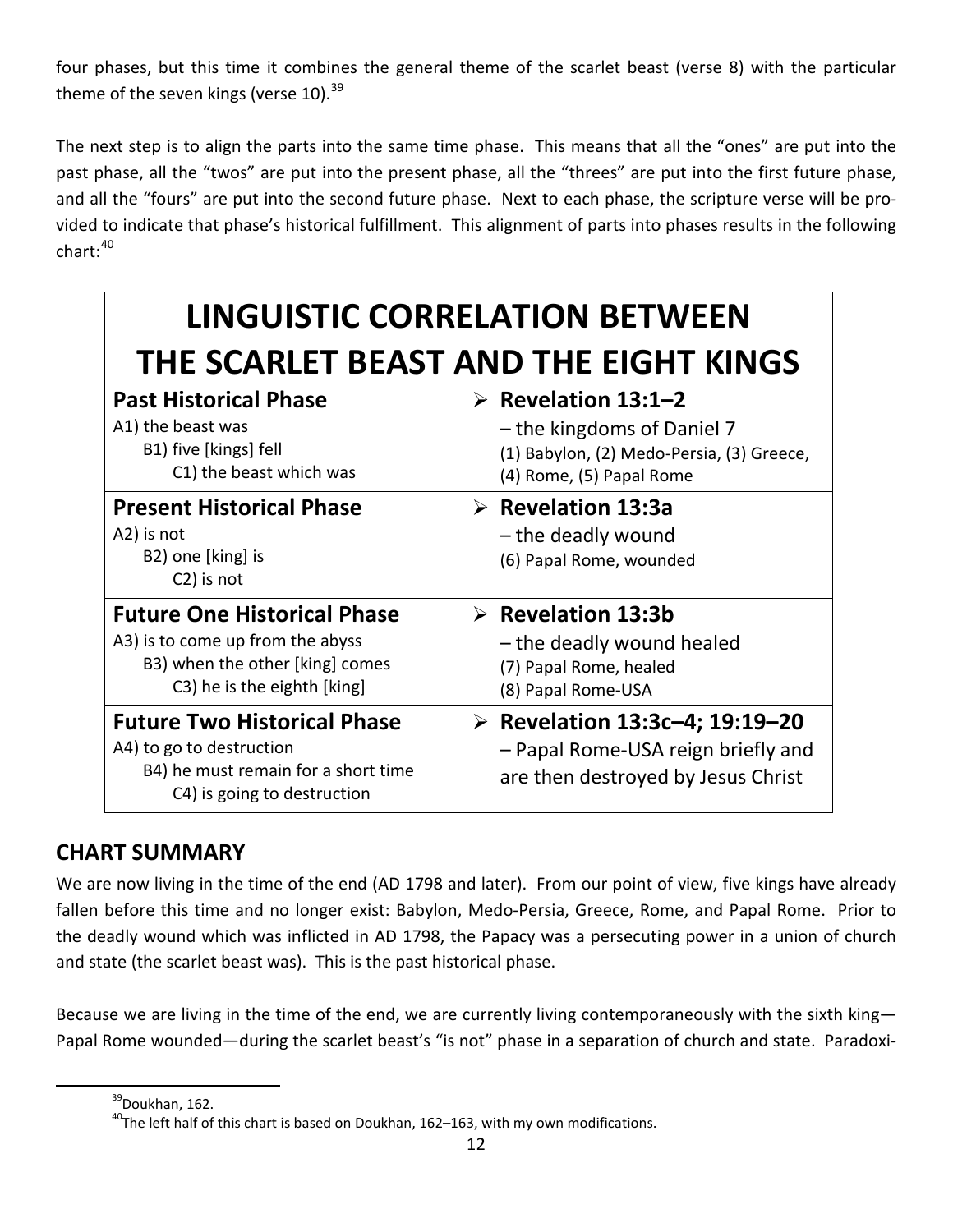four phases, but this time it combines the general theme of the scarlet beast (verse 8) with the particular theme of the seven kings (verse 10).[39]

The next step is to align the parts into the same time phase. This means that all the "ones" are put into the past phase, all the "twos" are put into the present phase, all the "threes" are put into the first future phase, and all the "fours" are put into the second future phase. Next to each phase, the scripture verse will be provided to indicate that phase's historical fulfillment. This alignment of parts into phases results in the following chart:[40]

| LINGUISTIC CORRELATION BETWEEN THE SCARLET BEAST AND THE EIGHT KINGS | |
|---|---|
| **Past Historical Phase**<br>A1) the beast was<br>B1) five [kings] fell<br>C1) the beast which was | ➢ **Revelation 13:1–2**<br>– the kingdoms of Daniel 7<br>(1) Babylon, (2) Medo-Persia, (3) Greece, (4) Rome, (5) Papal Rome |
| **Present Historical Phase**<br>A2) is not<br>B2) one [king] is<br>C2) is not | ➢ **Revelation 13:3a**<br>– the deadly wound<br>(6) Papal Rome, wounded |
| **Future One Historical Phase**<br>A3) is to come up from the abyss<br>B3) when the other [king] comes<br>C3) he is the eighth [king] | ➢ **Revelation 13:3b**<br>– the deadly wound healed<br>(7) Papal Rome, healed<br>(8) Papal Rome-USA |
| **Future Two Historical Phase**<br>A4) to go to destruction<br>B4) he must remain for a short time<br>C4) is going to destruction | ➢ **Revelation 13:3c–4; 19:19–20**<br>– Papal Rome-USA reign briefly and are then destroyed by Jesus Christ |

## CHART SUMMARY

We are now living in the time of the end (AD 1798 and later). From our point of view, five kings have already fallen before this time and no longer exist: Babylon, Medo-Persia, Greece, Rome, and Papal Rome. Prior to the deadly wound which was inflicted in AD 1798, the Papacy was a persecuting power in a union of church and state (the scarlet beast was). This is the past historical phase.

Because we are living in the time of the end, we are currently living contemporaneously with the sixth king—Papal Rome wounded—during the scarlet beast's "is not" phase in a separation of church and state. Paradoxi-

[39]Doukhan, 162.

[40]The left half of this chart is based on Doukhan, 162–163, with my own modifications.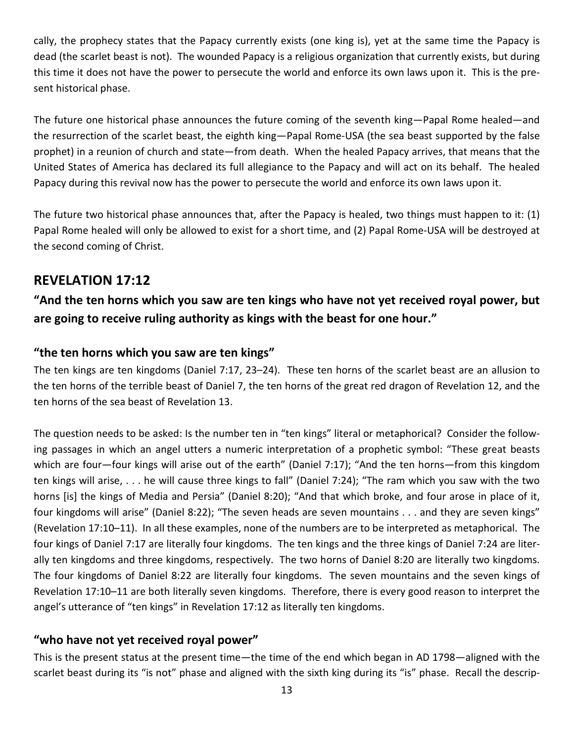cally, the prophecy states that the Papacy currently exists (one king is), yet at the same time the Papacy is dead (the scarlet beast is not). The wounded Papacy is a religious organization that currently exists, but during this time it does not have the power to persecute the world and enforce its own laws upon it. This is the present historical phase.

The future one historical phase announces the future coming of the seventh king—Papal Rome healed—and the resurrection of the scarlet beast, the eighth king—Papal Rome-USA (the sea beast supported by the false prophet) in a reunion of church and state—from death. When the healed Papacy arrives, that means that the United States of America has declared its full allegiance to the Papacy and will act on its behalf. The healed Papacy during this revival now has the power to persecute the world and enforce its own laws upon it.

The future two historical phase announces that, after the Papacy is healed, two things must happen to it: (1) Papal Rome healed will only be allowed to exist for a short time, and (2) Papal Rome-USA will be destroyed at the second coming of Christ.

## REVELATION 17:12

### "And the ten horns which you saw are ten kings who have not yet received royal power, but are going to receive ruling authority as kings with the beast for one hour."

### "the ten horns which you saw are ten kings"

The ten kings are ten kingdoms (Daniel 7:17, 23–24). These ten horns of the scarlet beast are an allusion to the ten horns of the terrible beast of Daniel 7, the ten horns of the great red dragon of Revelation 12, and the ten horns of the sea beast of Revelation 13.

The question needs to be asked: Is the number ten in "ten kings" literal or metaphorical? Consider the following passages in which an angel utters a numeric interpretation of a prophetic symbol: "These great beasts which are four—four kings will arise out of the earth" (Daniel 7:17); "And the ten horns—from this kingdom ten kings will arise, . . . he will cause three kings to fall" (Daniel 7:24); "The ram which you saw with the two horns [is] the kings of Media and Persia" (Daniel 8:20); "And that which broke, and four arose in place of it, four kingdoms will arise" (Daniel 8:22); "The seven heads are seven mountains . . . and they are seven kings" (Revelation 17:10–11). In all these examples, none of the numbers are to be interpreted as metaphorical. The four kings of Daniel 7:17 are literally four kingdoms. The ten kings and the three kings of Daniel 7:24 are literally ten kingdoms and three kingdoms, respectively. The two horns of Daniel 8:20 are literally two kingdoms. The four kingdoms of Daniel 8:22 are literally four kingdoms. The seven mountains and the seven kings of Revelation 17:10–11 are both literally seven kingdoms. Therefore, there is every good reason to interpret the angel's utterance of "ten kings" in Revelation 17:12 as literally ten kingdoms.

### "who have not yet received royal power"

This is the present status at the present time—the time of the end which began in AD 1798—aligned with the scarlet beast during its "is not" phase and aligned with the sixth king during its "is" phase. Recall the descrip-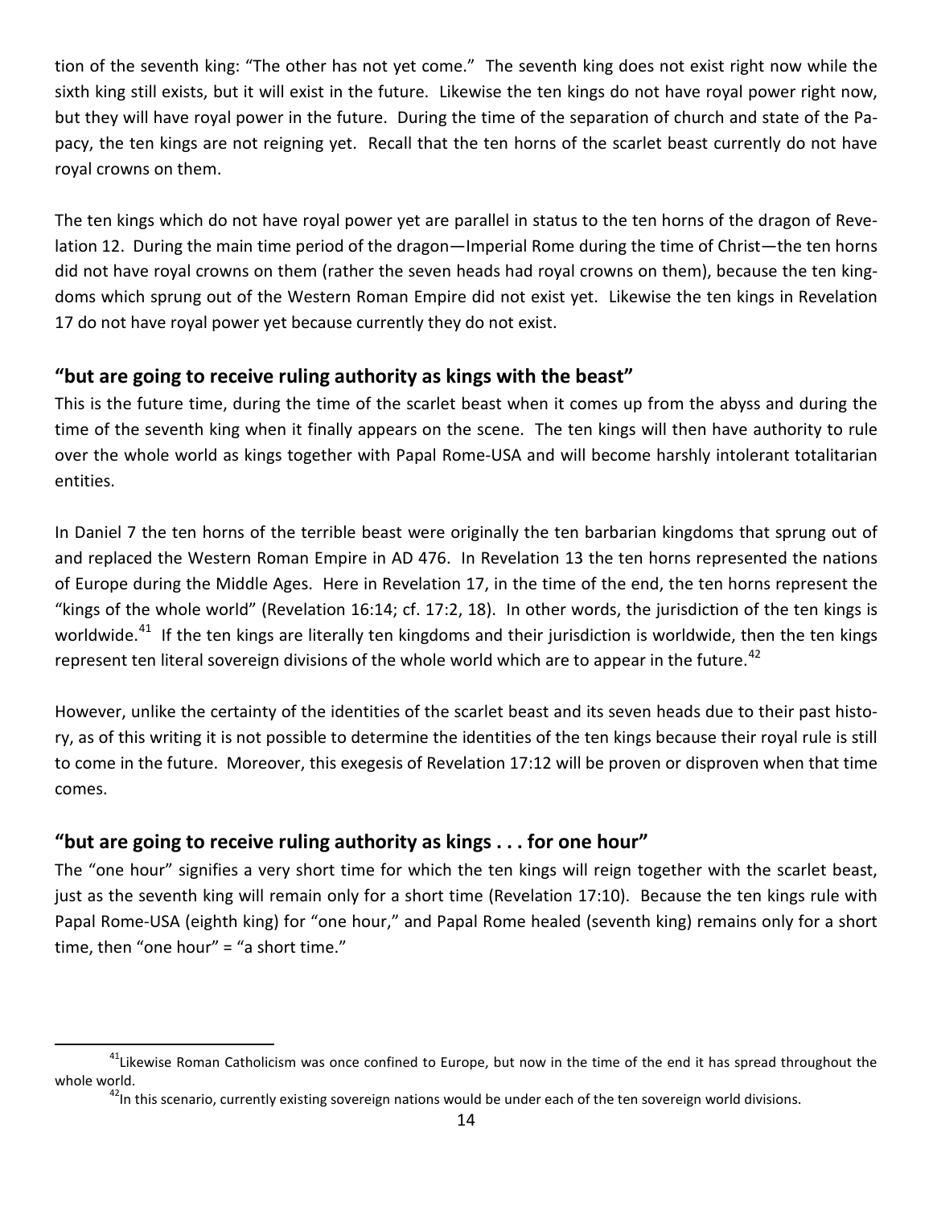tion of the seventh king: "The other has not yet come." The seventh king does not exist right now while the sixth king still exists, but it will exist in the future. Likewise the ten kings do not have royal power right now, but they will have royal power in the future. During the time of the separation of church and state of the Papacy, the ten kings are not reigning yet. Recall that the ten horns of the scarlet beast currently do not have royal crowns on them.

The ten kings which do not have royal power yet are parallel in status to the ten horns of the dragon of Revelation 12. During the main time period of the dragon—Imperial Rome during the time of Christ—the ten horns did not have royal crowns on them (rather the seven heads had royal crowns on them), because the ten kingdoms which sprung out of the Western Roman Empire did not exist yet. Likewise the ten kings in Revelation 17 do not have royal power yet because currently they do not exist.

## "but are going to receive ruling authority as kings with the beast"

This is the future time, during the time of the scarlet beast when it comes up from the abyss and during the time of the seventh king when it finally appears on the scene. The ten kings will then have authority to rule over the whole world as kings together with Papal Rome-USA and will become harshly intolerant totalitarian entities.

In Daniel 7 the ten horns of the terrible beast were originally the ten barbarian kingdoms that sprung out of and replaced the Western Roman Empire in AD 476. In Revelation 13 the ten horns represented the nations of Europe during the Middle Ages. Here in Revelation 17, in the time of the end, the ten horns represent the "kings of the whole world" (Revelation 16:14; cf. 17:2, 18). In other words, the jurisdiction of the ten kings is worldwide.[41] If the ten kings are literally ten kingdoms and their jurisdiction is worldwide, then the ten kings represent ten literal sovereign divisions of the whole world which are to appear in the future.[42]

However, unlike the certainty of the identities of the scarlet beast and its seven heads due to their past history, as of this writing it is not possible to determine the identities of the ten kings because their royal rule is still to come in the future. Moreover, this exegesis of Revelation 17:12 will be proven or disproven when that time comes.

## "but are going to receive ruling authority as kings . . . for one hour"

The "one hour" signifies a very short time for which the ten kings will reign together with the scarlet beast, just as the seventh king will remain only for a short time (Revelation 17:10). Because the ten kings rule with Papal Rome-USA (eighth king) for "one hour," and Papal Rome healed (seventh king) remains only for a short time, then "one hour" = "a short time."

---

[41] Likewise Roman Catholicism was once confined to Europe, but now in the time of the end it has spread throughout the whole world.

[42] In this scenario, currently existing sovereign nations would be under each of the ten sovereign world divisions.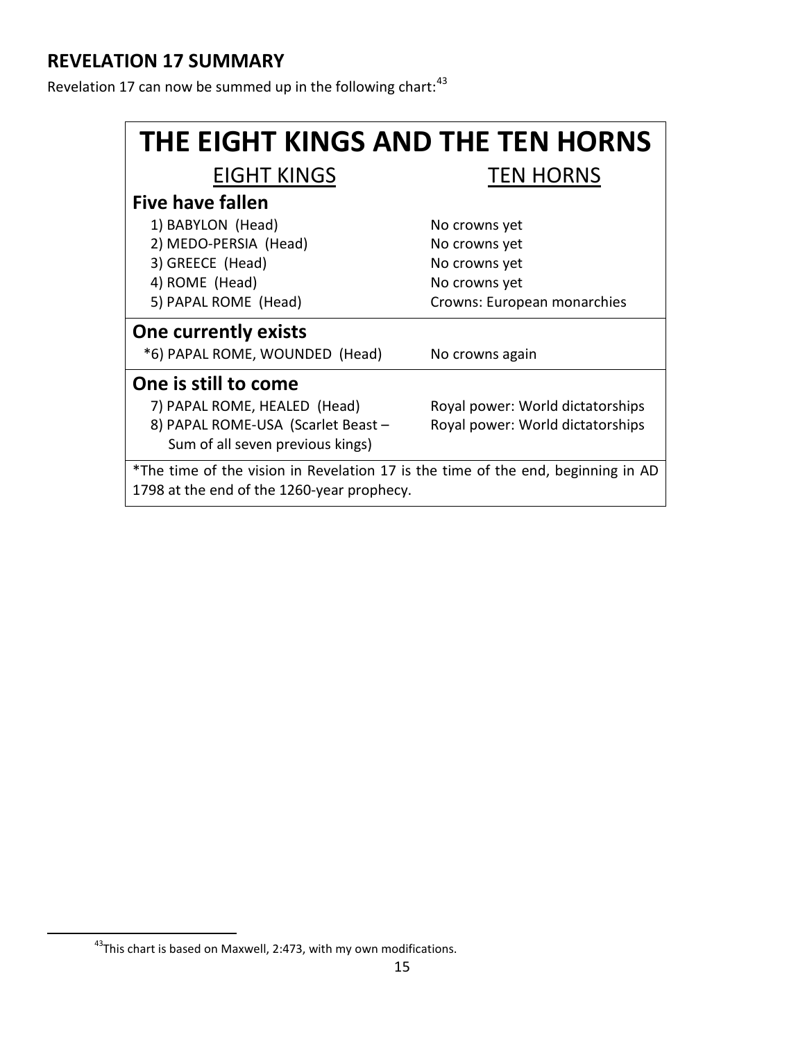## REVELATION 17 SUMMARY

Revelation 17 can now be summed up in the following chart:[43]

| THE EIGHT KINGS AND THE TEN HORNS | |
|---|---|
| EIGHT KINGS | TEN HORNS |
| **Five have fallen** | |
| 1) BABYLON (Head) | No crowns yet |
| 2) MEDO-PERSIA (Head) | No crowns yet |
| 3) GREECE (Head) | No crowns yet |
| 4) ROME (Head) | No crowns yet |
| 5) PAPAL ROME (Head) | Crowns: European monarchies |
| **One currently exists** | |
| *6) PAPAL ROME, WOUNDED (Head) | No crowns again |
| **One is still to come** | |
| 7) PAPAL ROME, HEALED (Head) | Royal power: World dictatorships |
| 8) PAPAL ROME-USA (Scarlet Beast – Sum of all seven previous kings) | Royal power: World dictatorships |

*The time of the vision in Revelation 17 is the time of the end, beginning in AD 1798 at the end of the 1260-year prophecy.

[43]This chart is based on Maxwell, 2:473, with my own modifications.